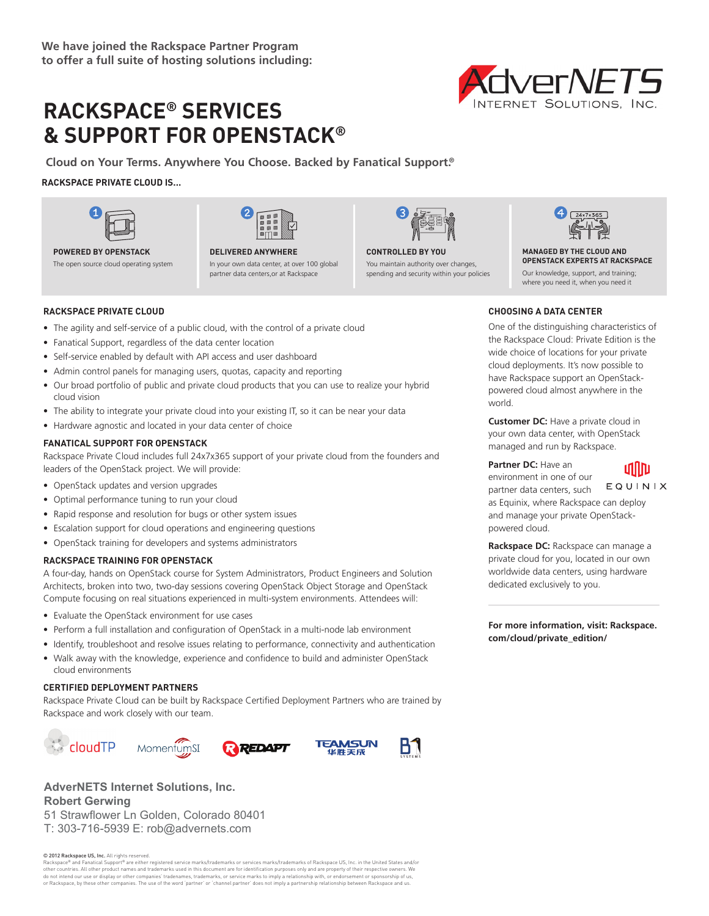We have joined the Rackspace Partner Program to offer a full suite of hosting solutions including:

AdverNETS Internet Solutions, Inc.

# RACKSPACE® SERVICES & SUPPORT FOR OPENSTACK®

Cloud on Your Terms. Anywhere You Choose. Backed by Fanatical Support®

**RACKSPACE PRIVATE CLOUD IS...**

1. **POWERED BY OPENSTACK**
   The open source cloud operating system
2. **DELIVERED ANYWHERE**
   In your own data center, at over 100 global partner data centers,or at Rackspace
3. **CONTROLLED BY YOU**
   You maintain authority over changes, spending and security within your policies
4. **MANAGED BY THE CLOUD AND OPENSTACK EXPERTS AT RACKSPACE**
   Our knowledge, support, and training; where you need it, when you need it

## RACKSPACE PRIVATE CLOUD

- The agility and self-service of a public cloud, with the control of a private cloud
- Fanatical Support, regardless of the data center location
- Self-service enabled by default with API access and user dashboard
- Admin control panels for managing users, quotas, capacity and reporting
- Our broad portfolio of public and private cloud products that you can use to realize your hybrid cloud vision
- The ability to integrate your private cloud into your existing IT, so it can be near your data
- Hardware agnostic and located in your data center of choice

## FANATICAL SUPPORT FOR OPENSTACK

Rackspace Private Cloud includes full 24x7x365 support of your private cloud from the founders and leaders of the OpenStack project. We will provide:

- OpenStack updates and version upgrades
- Optimal performance tuning to run your cloud
- Rapid response and resolution for bugs or other system issues
- Escalation support for cloud operations and engineering questions
- OpenStack training for developers and systems administrators

## RACKSPACE TRAINING FOR OPENSTACK

A four-day, hands on OpenStack course for System Administrators, Product Engineers and Solution Architects, broken into two, two-day sessions covering OpenStack Object Storage and OpenStack Compute focusing on real situations experienced in multi-system environments. Attendees will:

- Evaluate the OpenStack environment for use cases
- Perform a full installation and configuration of OpenStack in a multi-node lab environment
- Identify, troubleshoot and resolve issues relating to performance, connectivity and authentication
- Walk away with the knowledge, experience and confidence to build and administer OpenStack cloud environments

## CERTIFIED DEPLOYMENT PARTNERS

Rackspace Private Cloud can be built by Rackspace Certified Deployment Partners who are trained by Rackspace and work closely with our team.

cloudTP  MomentumSI  REDAPT  TEAMSUN 华胜天成  B1 SYSTEMS

## CHOOSING A DATA CENTER

One of the distinguishing characteristics of the Rackspace Cloud: Private Edition is the wide choice of locations for your private cloud deployments. It's now possible to have Rackspace support an OpenStack-powered cloud almost anywhere in the world.

**Customer DC:** Have a private cloud in your own data center, with OpenStack managed and run by Rackspace.

**Partner DC:** Have an environment in one of our partner data centers, such as Equinix, where Rackspace can deploy and manage your private OpenStack-powered cloud.

EQUINIX

**Rackspace DC:** Rackspace can manage a private cloud for you, located in our own worldwide data centers, using hardware dedicated exclusively to you.

**For more information, visit: Rackspace.com/cloud/private_edition/**

**AdverNETS Internet Solutions, Inc.**
**Robert Gerwing**
51 Strawflower Ln Golden, Colorado 80401
T: 303-716-5939 E: rob@advernets.com

**© 2012 Rackspace US, Inc.** All rights reserved.
Rackspace® and Fanatical Support® are either registered service marks/trademarks or services marks/trademarks of Rackspace US, Inc. in the United States and/or other countries. All other product names and trademarks used in this document are for identification purposes only and are property of their respective owners. We do not intend our use or display or other companies' tradenames, trademarks, or service marks to imply a relationship with, or endorsement or sponsorship of us, or Rackspace, by these other companies. The use of the word 'partner' or 'channel partner' does not imply a partnership relationship between Rackspace and us.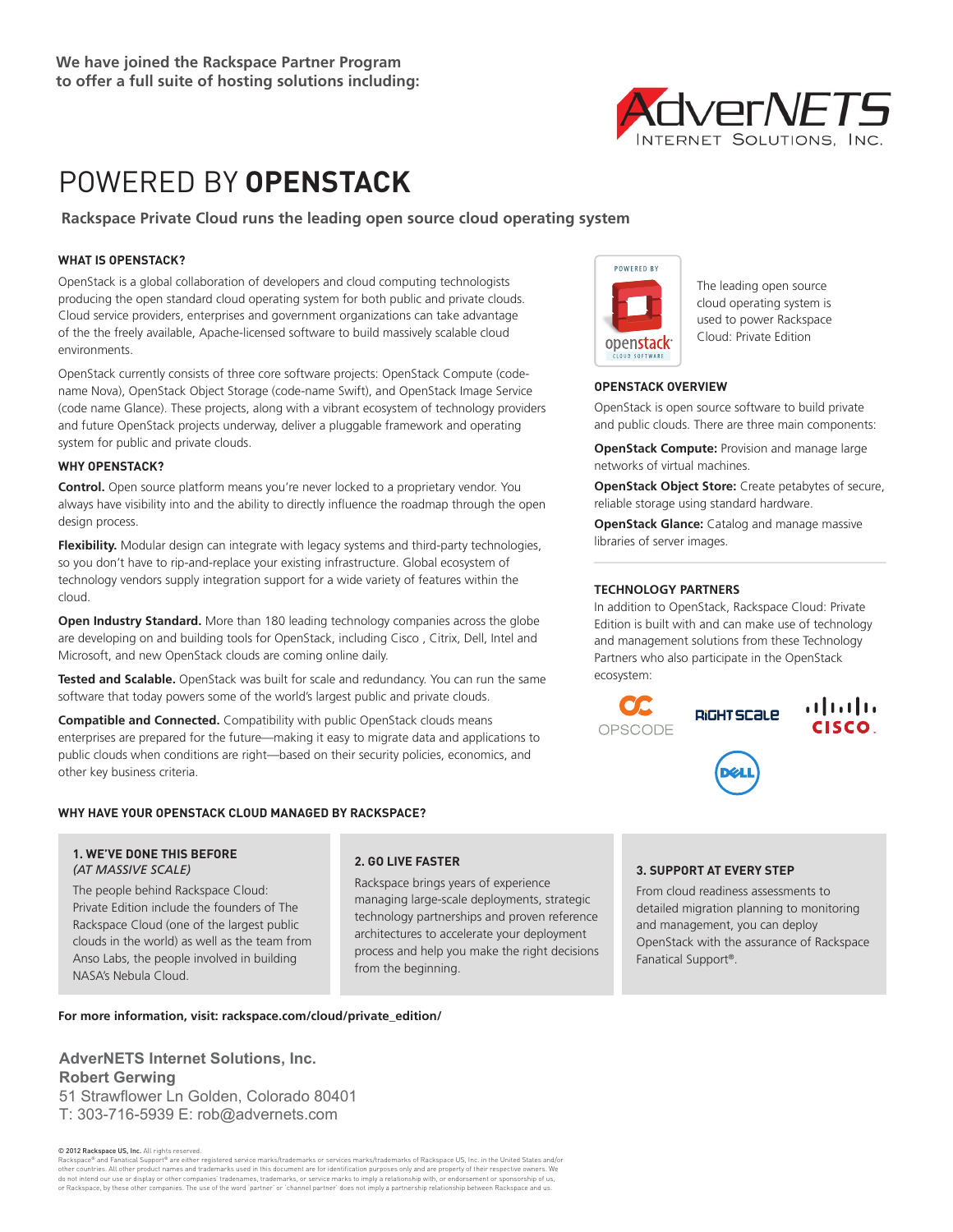We have joined the Rackspace Partner Program
to offer a full suite of hosting solutions including:

AdverNETS Internet Solutions, Inc.

# POWERED BY **OPENSTACK**

**Rackspace Private Cloud runs the leading open source cloud operating system**

### WHAT IS OPENSTACK?

OpenStack is a global collaboration of developers and cloud computing technologists producing the open standard cloud operating system for both public and private clouds. Cloud service providers, enterprises and government organizations can take advantage of the the freely available, Apache-licensed software to build massively scalable cloud environments.

OpenStack currently consists of three core software projects: OpenStack Compute (code-name Nova), OpenStack Object Storage (code-name Swift), and OpenStack Image Service (code name Glance). These projects, along with a vibrant ecosystem of technology providers and future OpenStack projects underway, deliver a pluggable framework and operating system for public and private clouds.

### WHY OPENSTACK?

**Control.** Open source platform means you're never locked to a proprietary vendor. You always have visibility into and the ability to directly influence the roadmap through the open design process.

**Flexibility.** Modular design can integrate with legacy systems and third-party technologies, so you don't have to rip-and-replace your existing infrastructure. Global ecosystem of technology vendors supply integration support for a wide variety of features within the cloud.

**Open Industry Standard.** More than 180 leading technology companies across the globe are developing on and building tools for OpenStack, including Cisco , Citrix, Dell, Intel and Microsoft, and new OpenStack clouds are coming online daily.

**Tested and Scalable.** OpenStack was built for scale and redundancy. You can run the same software that today powers some of the world's largest public and private clouds.

**Compatible and Connected.** Compatibility with public OpenStack clouds means enterprises are prepared for the future—making it easy to migrate data and applications to public clouds when conditions are right—based on their security policies, economics, and other key business criteria.

POWERED BY openstack CLOUD SOFTWARE

The leading open source cloud operating system is used to power Rackspace Cloud: Private Edition

### OPENSTACK OVERVIEW

OpenStack is open source software to build private and public clouds. There are three main components:

**OpenStack Compute:** Provision and manage large networks of virtual machines.

**OpenStack Object Store:** Create petabytes of secure, reliable storage using standard hardware.

**OpenStack Glance:** Catalog and manage massive libraries of server images.

### TECHNOLOGY PARTNERS

In addition to OpenStack, Rackspace Cloud: Private Edition is built with and can make use of technology and management solutions from these Technology Partners who also participate in the OpenStack ecosystem:

OPSCODE
RIGHTSCALE
CISCO
DELL

### WHY HAVE YOUR OPENSTACK CLOUD MANAGED BY RACKSPACE?

**1. WE'VE DONE THIS BEFORE** *(AT MASSIVE SCALE)*

The people behind Rackspace Cloud: Private Edition include the founders of The Rackspace Cloud (one of the largest public clouds in the world) as well as the team from Anso Labs, the people involved in building NASA's Nebula Cloud.

**2. GO LIVE FASTER**

Rackspace brings years of experience managing large-scale deployments, strategic technology partnerships and proven reference architectures to accelerate your deployment process and help you make the right decisions from the beginning.

**3. SUPPORT AT EVERY STEP**

From cloud readiness assessments to detailed migration planning to monitoring and management, you can deploy OpenStack with the assurance of Rackspace Fanatical Support®.

**For more information, visit: rackspace.com/cloud/private_edition/**

**AdverNETS Internet Solutions, Inc.**
**Robert Gerwing**
51 Strawflower Ln Golden, Colorado 80401
T: 303-716-5939 E: rob@advernets.com

**© 2012 Rackspace US, Inc.** All rights reserved.
Rackspace® and Fanatical Support® are either registered service marks/trademarks or services marks/trademarks of Rackspace US, Inc. in the United States and/or other countries. All other product names and trademarks used in this document are for identification purposes only and are property of their respective owners. We do not intend our use or display or other companies' tradenames, trademarks, or service marks to imply a relationship with, or endorsement or sponsorship of us, or Rackspace, by these other companies. The use of the word 'partner' or 'channel partner' does not imply a partnership relationship between Rackspace and us.